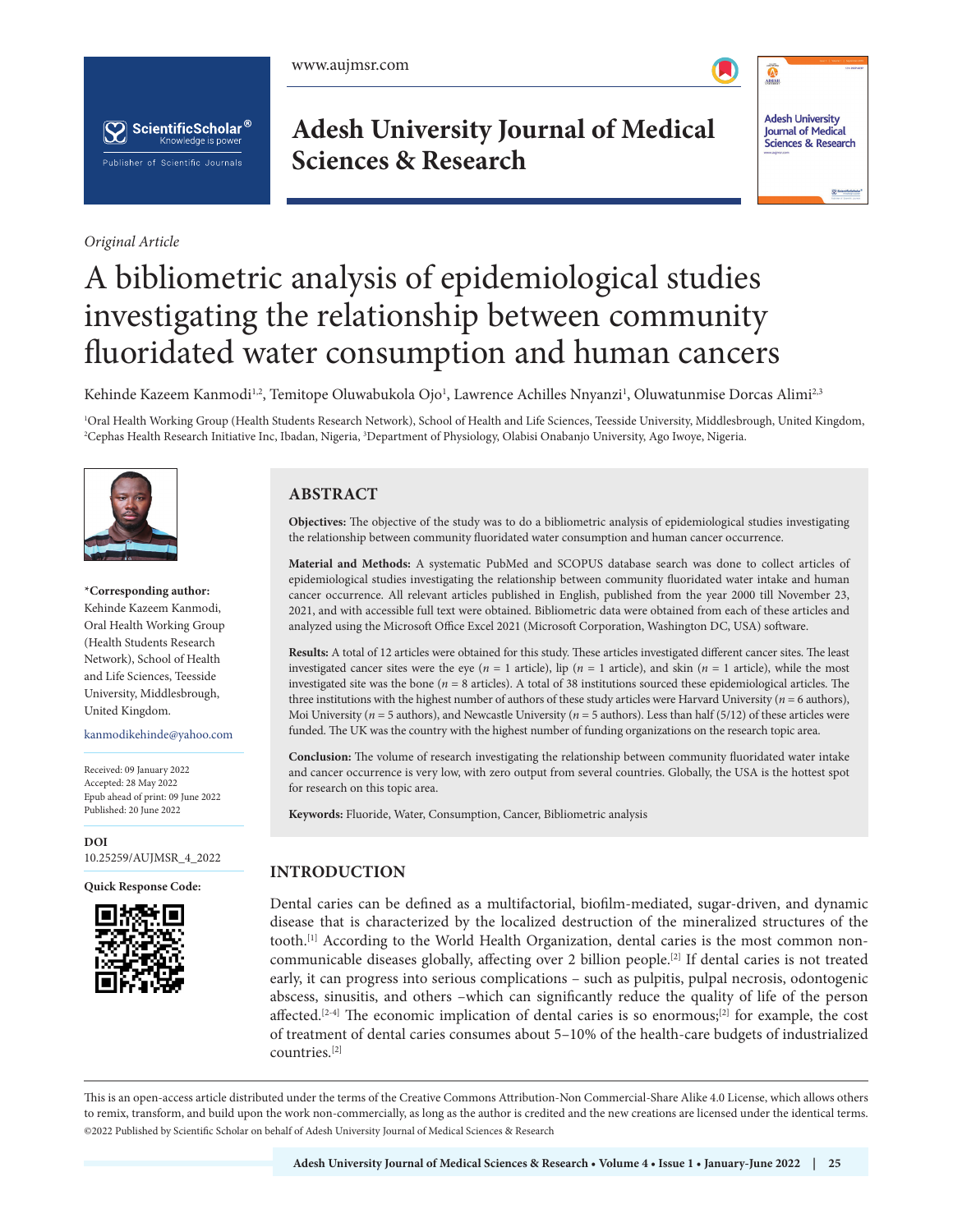*Original Article*

# A bibliometric analysis of epidemiological studies investigating the relationship between community fluoridated water consumption and human cancers

Kehinde Kazeem Kanmodi[1,2], Temitope Oluwabukola Ojo[1], Lawrence Achilles Nnyanzi[1], Oluwatunmise Dorcas Alimi[2,3]

[1]Oral Health Working Group (Health Students Research Network), School of Health and Life Sciences, Teesside University, Middlesbrough, United Kingdom, [2]Cephas Health Research Initiative Inc, Ibadan, Nigeria, [3]Department of Physiology, Olabisi Onabanjo University, Ago Iwoye, Nigeria.

***Corresponding author:**
Kehinde Kazeem Kanmodi, Oral Health Working Group (Health Students Research Network), School of Health and Life Sciences, Teesside University, Middlesbrough, United Kingdom.

kanmodikehinde@yahoo.com

Received: 09 January 2022
Accepted: 28 May 2022
Epub ahead of print: 09 June 2022
Published: 20 June 2022

**DOI**
10.25259/AUJMSR_4_2022

**Quick Response Code:**

## ABSTRACT

**Objectives:** The objective of the study was to do a bibliometric analysis of epidemiological studies investigating the relationship between community fluoridated water consumption and human cancer occurrence.

**Material and Methods:** A systematic PubMed and SCOPUS database search was done to collect articles of epidemiological studies investigating the relationship between community fluoridated water intake and human cancer occurrence. All relevant articles published in English, published from the year 2000 till November 23, 2021, and with accessible full text were obtained. Bibliometric data were obtained from each of these articles and analyzed using the Microsoft Office Excel 2021 (Microsoft Corporation, Washington DC, USA) software.

**Results:** A total of 12 articles were obtained for this study. These articles investigated different cancer sites. The least investigated cancer sites were the eye (*n* = 1 article), lip (*n* = 1 article), and skin (*n* = 1 article), while the most investigated site was the bone (*n* = 8 articles). A total of 38 institutions sourced these epidemiological articles. The three institutions with the highest number of authors of these study articles were Harvard University (*n* = 6 authors), Moi University (*n* = 5 authors), and Newcastle University (*n* = 5 authors). Less than half (5/12) of these articles were funded. The UK was the country with the highest number of funding organizations on the research topic area.

**Conclusion:** The volume of research investigating the relationship between community fluoridated water intake and cancer occurrence is very low, with zero output from several countries. Globally, the USA is the hottest spot for research on this topic area.

**Keywords:** Fluoride, Water, Consumption, Cancer, Bibliometric analysis

## INTRODUCTION

Dental caries can be defined as a multifactorial, biofilm-mediated, sugar-driven, and dynamic disease that is characterized by the localized destruction of the mineralized structures of the tooth.[1] According to the World Health Organization, dental caries is the most common non-communicable diseases globally, affecting over 2 billion people.[2] If dental caries is not treated early, it can progress into serious complications – such as pulpitis, pulpal necrosis, odontogenic abscess, sinusitis, and others –which can significantly reduce the quality of life of the person affected.[2-4] The economic implication of dental caries is so enormous;[2] for example, the cost of treatment of dental caries consumes about 5–10% of the health-care budgets of industrialized countries.[2]

This is an open-access article distributed under the terms of the Creative Commons Attribution-Non Commercial-Share Alike 4.0 License, which allows others to remix, transform, and build upon the work non-commercially, as long as the author is credited and the new creations are licensed under the identical terms.
©2022 Published by Scientific Scholar on behalf of Adesh University Journal of Medical Sciences & Research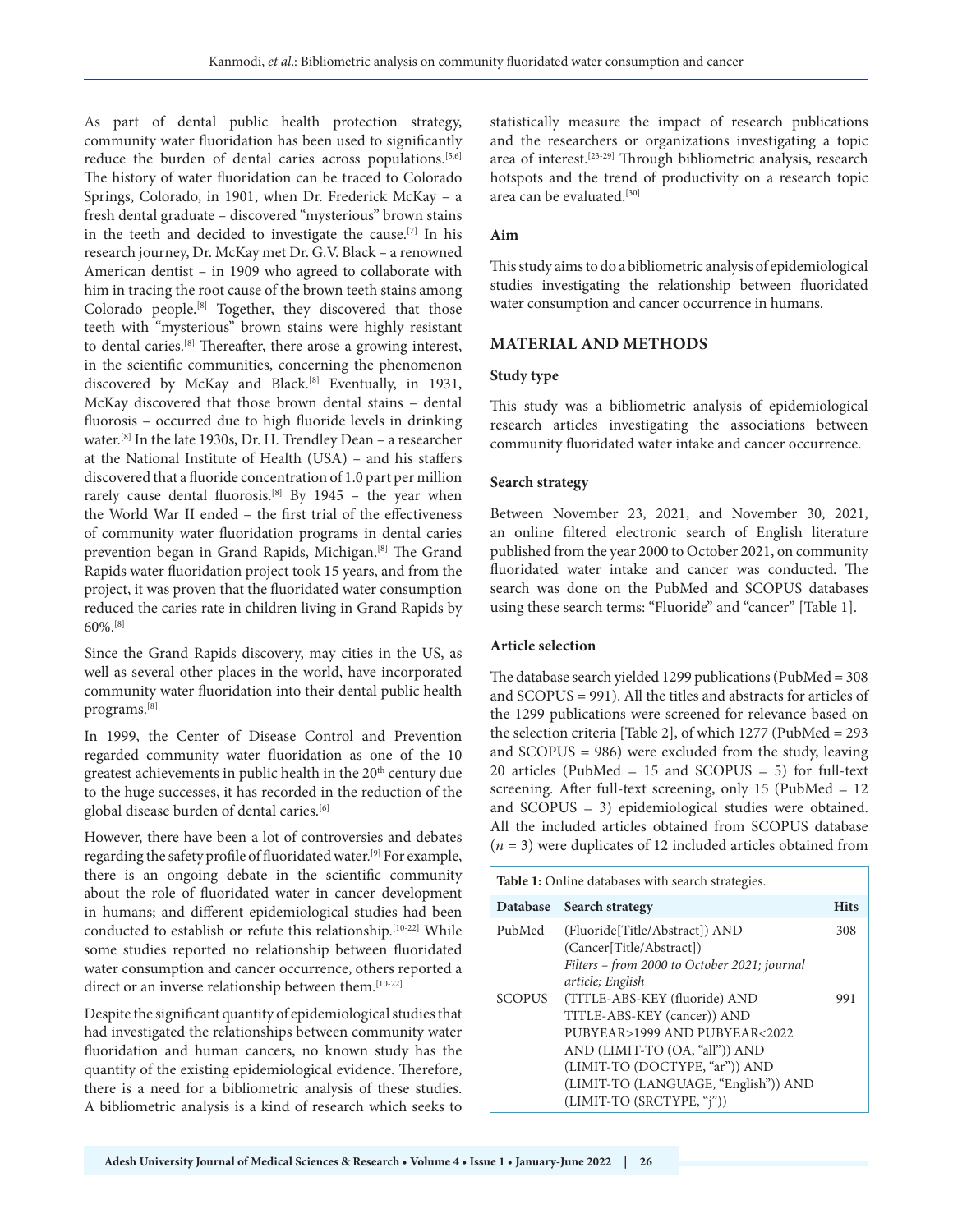As part of dental public health protection strategy, community water fluoridation has been used to significantly reduce the burden of dental caries across populations.[5,6] The history of water fluoridation can be traced to Colorado Springs, Colorado, in 1901, when Dr. Frederick McKay – a fresh dental graduate – discovered "mysterious" brown stains in the teeth and decided to investigate the cause.[7] In his research journey, Dr. McKay met Dr. G.V. Black – a renowned American dentist – in 1909 who agreed to collaborate with him in tracing the root cause of the brown teeth stains among Colorado people.[8] Together, they discovered that those teeth with "mysterious" brown stains were highly resistant to dental caries.[8] Thereafter, there arose a growing interest, in the scientific communities, concerning the phenomenon discovered by McKay and Black.[8] Eventually, in 1931, McKay discovered that those brown dental stains – dental fluorosis – occurred due to high fluoride levels in drinking water.[8] In the late 1930s, Dr. H. Trendley Dean – a researcher at the National Institute of Health (USA) – and his staffers discovered that a fluoride concentration of 1.0 part per million rarely cause dental fluorosis.[8] By 1945 – the year when the World War II ended – the first trial of the effectiveness of community water fluoridation programs in dental caries prevention began in Grand Rapids, Michigan.[8] The Grand Rapids water fluoridation project took 15 years, and from the project, it was proven that the fluoridated water consumption reduced the caries rate in children living in Grand Rapids by 60%.[8]

Since the Grand Rapids discovery, may cities in the US, as well as several other places in the world, have incorporated community water fluoridation into their dental public health programs.[8]

In 1999, the Center of Disease Control and Prevention regarded community water fluoridation as one of the 10 greatest achievements in public health in the 20th century due to the huge successes, it has recorded in the reduction of the global disease burden of dental caries.[6]

However, there have been a lot of controversies and debates regarding the safety profile of fluoridated water.[9] For example, there is an ongoing debate in the scientific community about the role of fluoridated water in cancer development in humans; and different epidemiological studies had been conducted to establish or refute this relationship.[10-22] While some studies reported no relationship between fluoridated water consumption and cancer occurrence, others reported a direct or an inverse relationship between them.[10-22]

Despite the significant quantity of epidemiological studies that had investigated the relationships between community water fluoridation and human cancers, no known study has the quantity of the existing epidemiological evidence. Therefore, there is a need for a bibliometric analysis of these studies. A bibliometric analysis is a kind of research which seeks to statistically measure the impact of research publications and the researchers or organizations investigating a topic area of interest.[23-29] Through bibliometric analysis, research hotspots and the trend of productivity on a research topic area can be evaluated.[30]

### Aim

This study aims to do a bibliometric analysis of epidemiological studies investigating the relationship between fluoridated water consumption and cancer occurrence in humans.

## MATERIAL AND METHODS

### Study type

This study was a bibliometric analysis of epidemiological research articles investigating the associations between community fluoridated water intake and cancer occurrence.

### Search strategy

Between November 23, 2021, and November 30, 2021, an online filtered electronic search of English literature published from the year 2000 to October 2021, on community fluoridated water intake and cancer was conducted. The search was done on the PubMed and SCOPUS databases using these search terms: "Fluoride" and "cancer" [Table 1].

### Article selection

The database search yielded 1299 publications (PubMed = 308 and SCOPUS = 991). All the titles and abstracts for articles of the 1299 publications were screened for relevance based on the selection criteria [Table 2], of which 1277 (PubMed = 293 and SCOPUS = 986) were excluded from the study, leaving 20 articles (PubMed = 15 and SCOPUS = 5) for full-text screening. After full-text screening, only 15 (PubMed = 12 and SCOPUS = 3) epidemiological studies were obtained. All the included articles obtained from SCOPUS database ($n$ = 3) were duplicates of 12 included articles obtained from

**Table 1:** Online databases with search strategies.

| Database | Search strategy | Hits |
|---|---|---|
| PubMed | (Fluoride[Title/Abstract]) AND (Cancer[Title/Abstract]) *Filters – from 2000 to October 2021; journal article; English* | 308 |
| SCOPUS | (TITLE-ABS-KEY (fluoride) AND TITLE-ABS-KEY (cancer)) AND PUBYEAR>1999 AND PUBYEAR<2022 AND (LIMIT-TO (OA, "all")) AND (LIMIT-TO (DOCTYPE, "ar")) AND (LIMIT-TO (LANGUAGE, "English")) AND (LIMIT-TO (SRCTYPE, "j")) | 991 |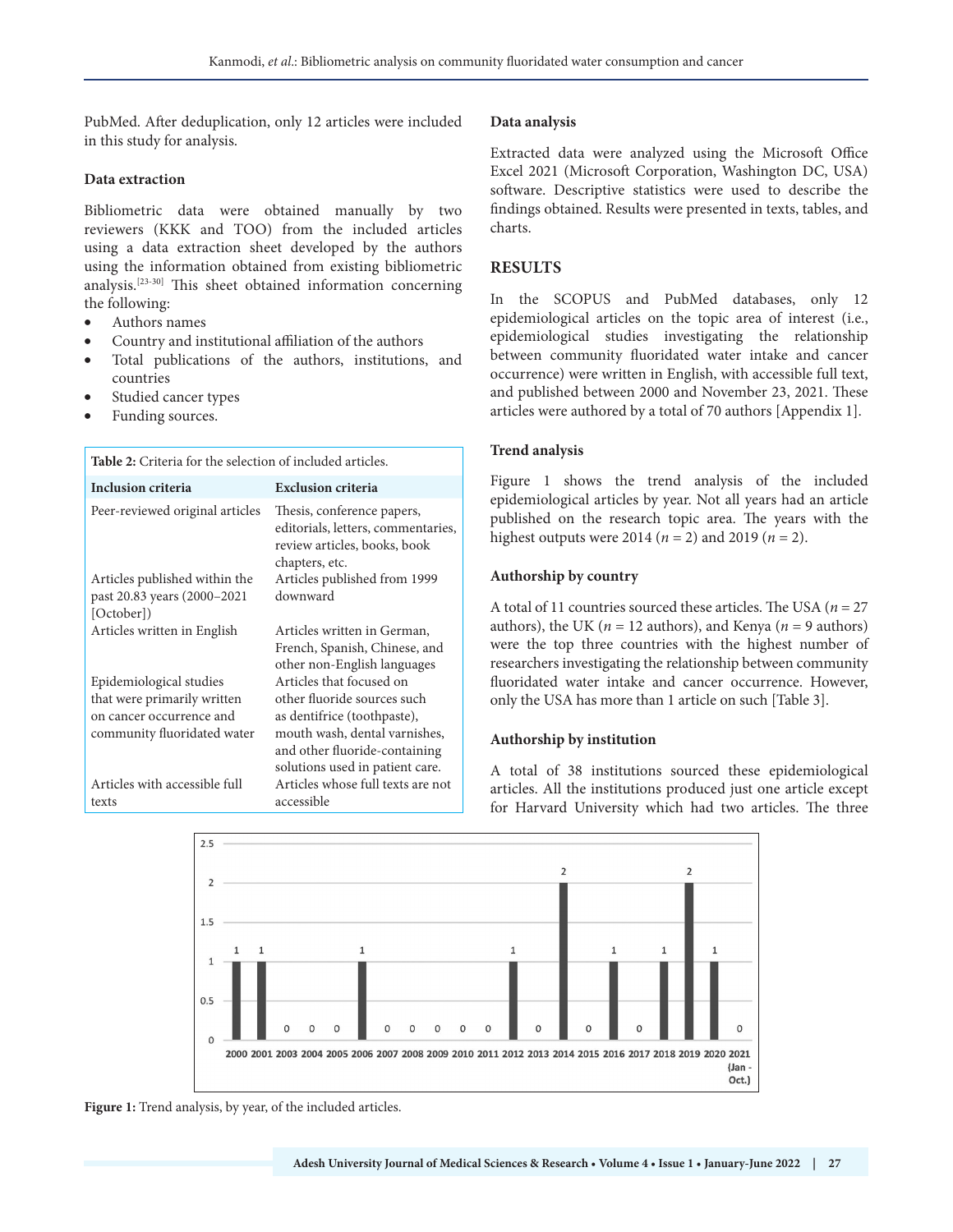PubMed. After deduplication, only 12 articles were included in this study for analysis.

### Data extraction

Bibliometric data were obtained manually by two reviewers (KKK and TOO) from the included articles using a data extraction sheet developed by the authors using the information obtained from existing bibliometric analysis.[23-30] This sheet obtained information concerning the following:

- Authors names
- Country and institutional affiliation of the authors
- Total publications of the authors, institutions, and countries
- Studied cancer types
- Funding sources.

**Table 2:** Criteria for the selection of included articles.

| Inclusion criteria | Exclusion criteria |
|---|---|
| Peer-reviewed original articles | Thesis, conference papers, editorials, letters, commentaries, review articles, books, book chapters, etc. |
| Articles published within the past 20.83 years (2000–2021 [October]) | Articles published from 1999 downward |
| Articles written in English | Articles written in German, French, Spanish, Chinese, and other non-English languages |
| Epidemiological studies that were primarily written on cancer occurrence and community fluoridated water | Articles that focused on other fluoride sources such as dentifrice (toothpaste), mouth wash, dental varnishes, and other fluoride-containing solutions used in patient care. |
| Articles with accessible full texts | Articles whose full texts are not accessible |

### Data analysis

Extracted data were analyzed using the Microsoft Office Excel 2021 (Microsoft Corporation, Washington DC, USA) software. Descriptive statistics were used to describe the findings obtained. Results were presented in texts, tables, and charts.

## RESULTS

In the SCOPUS and PubMed databases, only 12 epidemiological articles on the topic area of interest (i.e., epidemiological studies investigating the relationship between community fluoridated water intake and cancer occurrence) were written in English, with accessible full text, and published between 2000 and November 23, 2021. These articles were authored by a total of 70 authors [Appendix 1].

### Trend analysis

Figure 1 shows the trend analysis of the included epidemiological articles by year. Not all years had an article published on the research topic area. The years with the highest outputs were 2014 (*n* = 2) and 2019 (*n* = 2).

### Authorship by country

A total of 11 countries sourced these articles. The USA (*n* = 27 authors), the UK (*n* = 12 authors), and Kenya (*n* = 9 authors) were the top three countries with the highest number of researchers investigating the relationship between community fluoridated water intake and cancer occurrence. However, only the USA has more than 1 article on such [Table 3].

### Authorship by institution

A total of 38 institutions sourced these epidemiological articles. All the institutions produced just one article except for Harvard University which had two articles. The three

| Year | 2000 | 2001 | 2003 | 2004 | 2005 | 2006 | 2007 | 2008 | 2009 | 2010 | 2011 | 2012 | 2013 | 2014 | 2015 | 2016 | 2017 | 2018 | 2019 | 2020 | 2021 (Jan - Oct.) |
|---|---|---|---|---|---|---|---|---|---|---|---|---|---|---|---|---|---|---|---|---|---|
| Articles | 1 | 1 | 0 | 0 | 0 | 1 | 0 | 0 | 0 | 0 | 0 | 1 | 0 | 2 | 0 | 1 | 0 | 1 | 2 | 1 | 0 |

**Figure 1:** Trend analysis, by year, of the included articles.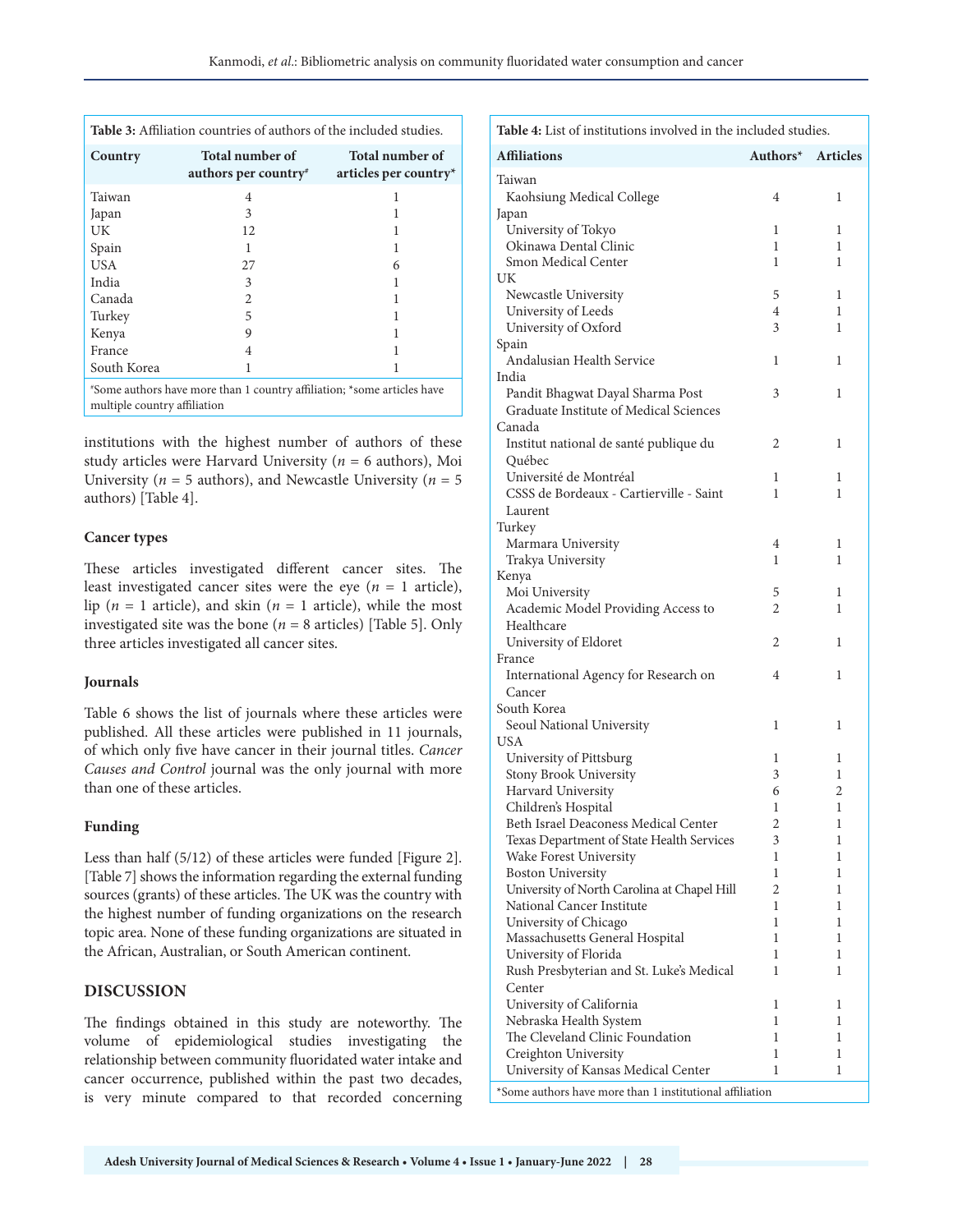**Table 3:** Affiliation countries of authors of the included studies.

| Country | Total number of authors per country# | Total number of articles per country* |
|---|---|---|
| Taiwan | 4 | 1 |
| Japan | 3 | 1 |
| UK | 12 | 1 |
| Spain | 1 | 1 |
| USA | 27 | 6 |
| India | 3 | 1 |
| Canada | 2 | 1 |
| Turkey | 5 | 1 |
| Kenya | 9 | 1 |
| France | 4 | 1 |
| South Korea | 1 | 1 |

#Some authors have more than 1 country affiliation; *some articles have multiple country affiliation

institutions with the highest number of authors of these study articles were Harvard University (*n* = 6 authors), Moi University (*n* = 5 authors), and Newcastle University (*n* = 5 authors) [Table 4].

### Cancer types

These articles investigated different cancer sites. The least investigated cancer sites were the eye (*n* = 1 article), lip (*n* = 1 article), and skin (*n* = 1 article), while the most investigated site was the bone (*n* = 8 articles) [Table 5]. Only three articles investigated all cancer sites.

### Journals

Table 6 shows the list of journals where these articles were published. All these articles were published in 11 journals, of which only five have cancer in their journal titles. *Cancer Causes and Control* journal was the only journal with more than one of these articles.

### Funding

Less than half (5/12) of these articles were funded [Figure 2]. [Table 7] shows the information regarding the external funding sources (grants) of these articles. The UK was the country with the highest number of funding organizations on the research topic area. None of these funding organizations are situated in the African, Australian, or South American continent.

## DISCUSSION

The findings obtained in this study are noteworthy. The volume of epidemiological studies investigating the relationship between community fluoridated water intake and cancer occurrence, published within the past two decades, is very minute compared to that recorded concerning

**Table 4:** List of institutions involved in the included studies.

| Affiliations | Authors* | Articles |
|---|---|---|
| Taiwan | | |
| Kaohsiung Medical College | 4 | 1 |
| Japan | | |
| University of Tokyo | 1 | 1 |
| Okinawa Dental Clinic | 1 | 1 |
| Smon Medical Center | 1 | 1 |
| UK | | |
| Newcastle University | 5 | 1 |
| University of Leeds | 4 | 1 |
| University of Oxford | 3 | 1 |
| Spain | | |
| Andalusian Health Service | 1 | 1 |
| India | | |
| Pandit Bhagwat Dayal Sharma Post Graduate Institute of Medical Sciences | 3 | 1 |
| Canada | | |
| Institut national de santé publique du Québec | 2 | 1 |
| Université de Montréal | 1 | 1 |
| CSSS de Bordeaux - Cartierville - Saint Laurent | 1 | 1 |
| Turkey | | |
| Marmara University | 4 | 1 |
| Trakya University | 1 | 1 |
| Kenya | | |
| Moi University | 5 | 1 |
| Academic Model Providing Access to Healthcare | 2 | 1 |
| University of Eldoret | 2 | 1 |
| France | | |
| International Agency for Research on Cancer | 4 | 1 |
| South Korea | | |
| Seoul National University | 1 | 1 |
| USA | | |
| University of Pittsburg | 1 | 1 |
| Stony Brook University | 3 | 1 |
| Harvard University | 6 | 2 |
| Children's Hospital | 1 | 1 |
| Beth Israel Deaconess Medical Center | 2 | 1 |
| Texas Department of State Health Services | 3 | 1 |
| Wake Forest University | 1 | 1 |
| Boston University | 1 | 1 |
| University of North Carolina at Chapel Hill | 2 | 1 |
| National Cancer Institute | 1 | 1 |
| University of Chicago | 1 | 1 |
| Massachusetts General Hospital | 1 | 1 |
| University of Florida | 1 | 1 |
| Rush Presbyterian and St. Luke's Medical Center | 1 | 1 |
| University of California | 1 | 1 |
| Nebraska Health System | 1 | 1 |
| The Cleveland Clinic Foundation | 1 | 1 |
| Creighton University | 1 | 1 |
| University of Kansas Medical Center | 1 | 1 |

*Some authors have more than 1 institutional affiliation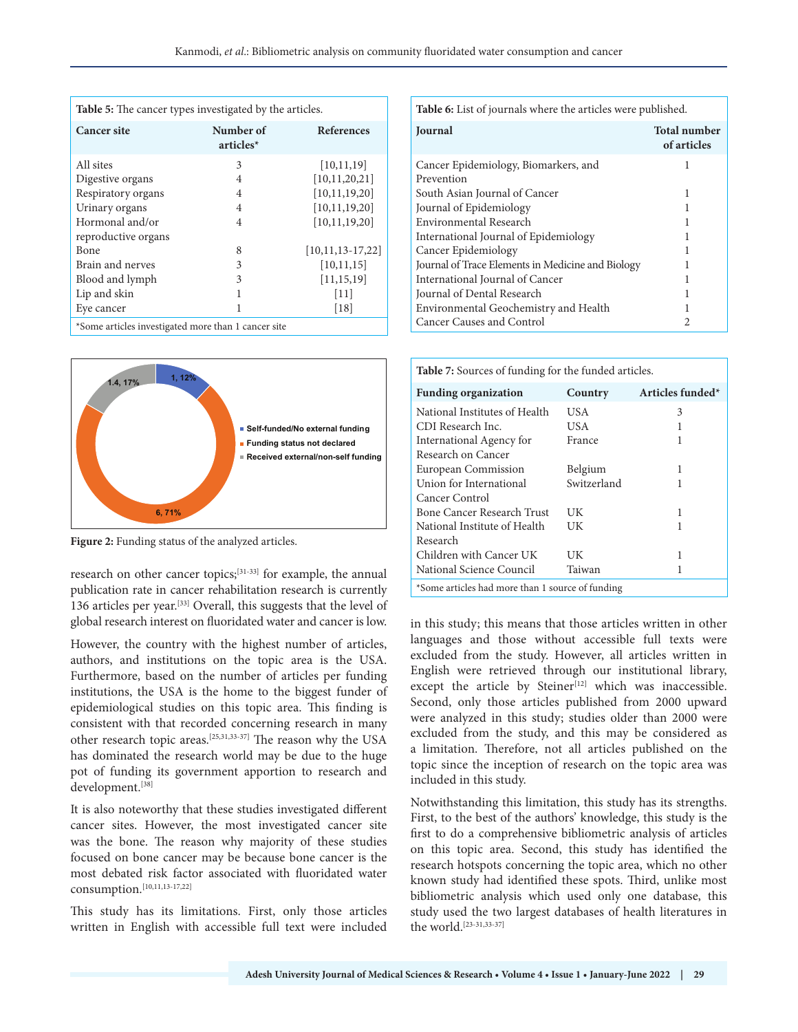**Table 5:** The cancer types investigated by the articles.

| Cancer site | Number of articles* | References |
|---|---|---|
| All sites | 3 | [10,11,19] |
| Digestive organs | 4 | [10,11,20,21] |
| Respiratory organs | 4 | [10,11,19,20] |
| Urinary organs | 4 | [10,11,19,20] |
| Hormonal and/or reproductive organs | 4 | [10,11,19,20] |
| Bone | 8 | [10,11,13-17,22] |
| Brain and nerves | 3 | [10,11,15] |
| Blood and lymph | 3 | [11,15,19] |
| Lip and skin | 1 | [11] |
| Eye cancer | 1 | [18] |

*Some articles investigated more than 1 cancer site

**Table 6:** List of journals where the articles were published.

| Journal | Total number of articles |
|---|---|
| Cancer Epidemiology, Biomarkers, and Prevention | 1 |
| South Asian Journal of Cancer | 1 |
| Journal of Epidemiology | 1 |
| Environmental Research | 1 |
| International Journal of Epidemiology | 1 |
| Cancer Epidemiology | 1 |
| Journal of Trace Elements in Medicine and Biology | 1 |
| International Journal of Cancer | 1 |
| Journal of Dental Research | 1 |
| Environmental Geochemistry and Health | 1 |
| Cancer Causes and Control | 2 |

Self-funded/No external funding: 1, 12%
Funding status not declared: 6, 71%
Received external/non-self funding: 1.4, 17%

**Figure 2:** Funding status of the analyzed articles.

**Table 7:** Sources of funding for the funded articles.

| Funding organization | Country | Articles funded* |
|---|---|---|
| National Institutes of Health | USA | 3 |
| CDI Research Inc. | USA | 1 |
| International Agency for Research on Cancer | France | 1 |
| European Commission | Belgium | 1 |
| Union for International Cancer Control | Switzerland | 1 |
| Bone Cancer Research Trust | UK | 1 |
| National Institute of Health Research | UK | 1 |
| Children with Cancer UK | UK | 1 |
| National Science Council | Taiwan | 1 |

*Some articles had more than 1 source of funding

research on other cancer topics;[31-33] for example, the annual publication rate in cancer rehabilitation research is currently 136 articles per year.[33] Overall, this suggests that the level of global research interest on fluoridated water and cancer is low.

However, the country with the highest number of articles, authors, and institutions on the topic area is the USA. Furthermore, based on the number of articles per funding institutions, the USA is the home to the biggest funder of epidemiological studies on this topic area. This finding is consistent with that recorded concerning research in many other research topic areas.[25,31,33-37] The reason why the USA has dominated the research world may be due to the huge pot of funding its government apportion to research and development.[38]

It is also noteworthy that these studies investigated different cancer sites. However, the most investigated cancer site was the bone. The reason why majority of these studies focused on bone cancer may be because bone cancer is the most debated risk factor associated with fluoridated water consumption.[10,11,13-17,22]

This study has its limitations. First, only those articles written in English with accessible full text were included in this study; this means that those articles written in other languages and those without accessible full texts were excluded from the study. However, all articles written in English were retrieved through our institutional library, except the article by Steiner[12] which was inaccessible. Second, only those articles published from 2000 upward were analyzed in this study; studies older than 2000 were excluded from the study, and this may be considered as a limitation. Therefore, not all articles published on the topic since the inception of research on the topic area was included in this study.

Notwithstanding this limitation, this study has its strengths. First, to the best of the authors' knowledge, this study is the first to do a comprehensive bibliometric analysis of articles on this topic area. Second, this study has identified the research hotspots concerning the topic area, which no other known study had identified these spots. Third, unlike most bibliometric analysis which used only one database, this study used the two largest databases of health literatures in the world.[23-31,33-37]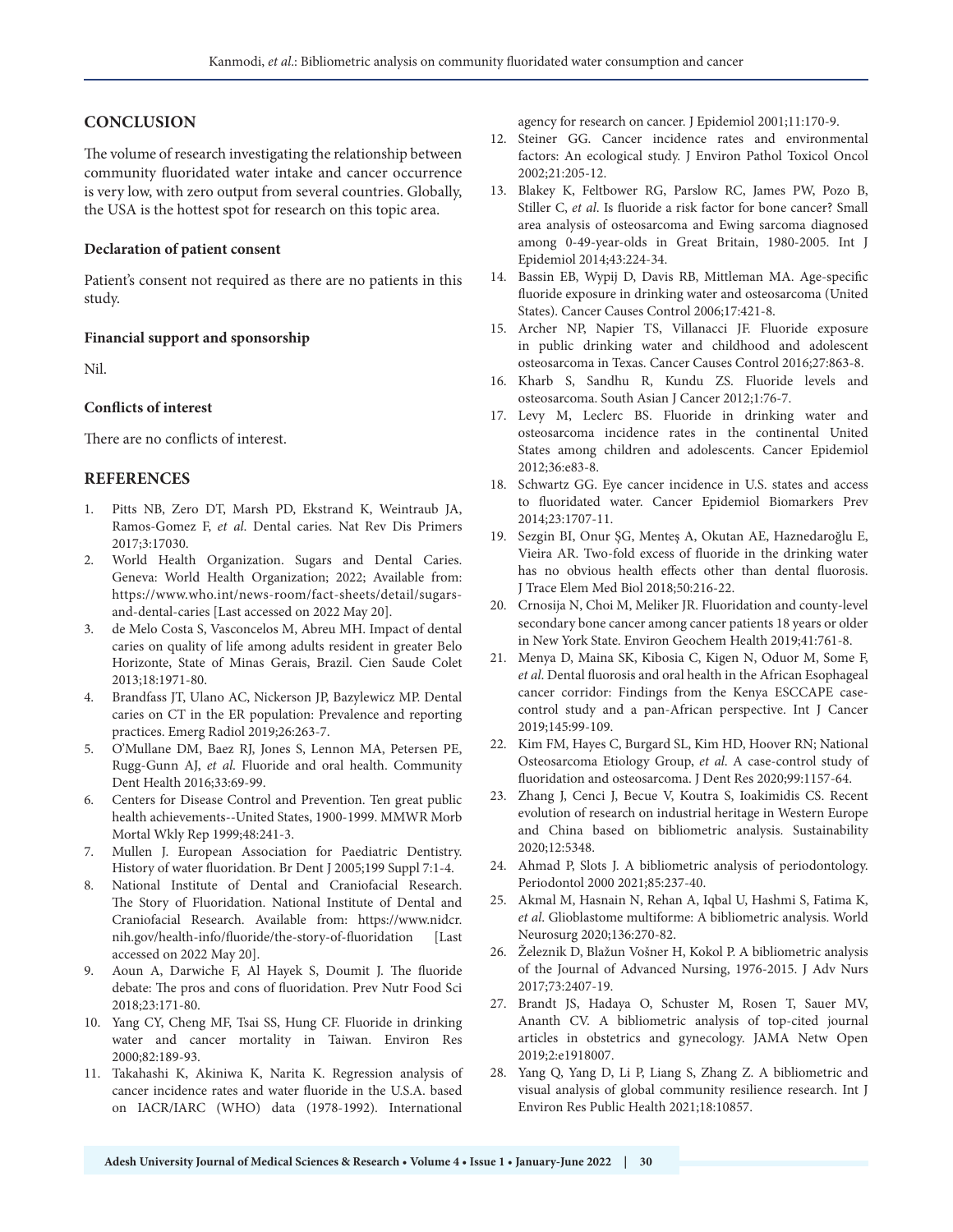## CONCLUSION

The volume of research investigating the relationship between community fluoridated water intake and cancer occurrence is very low, with zero output from several countries. Globally, the USA is the hottest spot for research on this topic area.

### Declaration of patient consent

Patient's consent not required as there are no patients in this study.

### Financial support and sponsorship

Nil.

### Conflicts of interest

There are no conflicts of interest.

## REFERENCES

1. Pitts NB, Zero DT, Marsh PD, Ekstrand K, Weintraub JA, Ramos-Gomez F, *et al*. Dental caries. Nat Rev Dis Primers 2017;3:17030.
2. World Health Organization. Sugars and Dental Caries. Geneva: World Health Organization; 2022; Available from: https://www.who.int/news-room/fact-sheets/detail/sugars-and-dental-caries [Last accessed on 2022 May 20].
3. de Melo Costa S, Vasconcelos M, Abreu MH. Impact of dental caries on quality of life among adults resident in greater Belo Horizonte, State of Minas Gerais, Brazil. Cien Saude Colet 2013;18:1971-80.
4. Brandfass JT, Ulano AC, Nickerson JP, Bazylewicz MP. Dental caries on CT in the ER population: Prevalence and reporting practices. Emerg Radiol 2019;26:263-7.
5. O'Mullane DM, Baez RJ, Jones S, Lennon MA, Petersen PE, Rugg-Gunn AJ, *et al.* Fluoride and oral health. Community Dent Health 2016;33:69-99.
6. Centers for Disease Control and Prevention. Ten great public health achievements--United States, 1900-1999. MMWR Morb Mortal Wkly Rep 1999;48:241-3.
7. Mullen J. European Association for Paediatric Dentistry. History of water fluoridation. Br Dent J 2005;199 Suppl 7:1-4.
8. National Institute of Dental and Craniofacial Research. The Story of Fluoridation. National Institute of Dental and Craniofacial Research. Available from: https://www.nidcr.nih.gov/health-info/fluoride/the-story-of-fluoridation [Last accessed on 2022 May 20].
9. Aoun A, Darwiche F, Al Hayek S, Doumit J. The fluoride debate: The pros and cons of fluoridation. Prev Nutr Food Sci 2018;23:171-80.
10. Yang CY, Cheng MF, Tsai SS, Hung CF. Fluoride in drinking water and cancer mortality in Taiwan. Environ Res 2000;82:189-93.
11. Takahashi K, Akiniwa K, Narita K. Regression analysis of cancer incidence rates and water fluoride in the U.S.A. based on IACR/IARC (WHO) data (1978-1992). International agency for research on cancer. J Epidemiol 2001;11:170-9.
12. Steiner GG. Cancer incidence rates and environmental factors: An ecological study. J Environ Pathol Toxicol Oncol 2002;21:205-12.
13. Blakey K, Feltbower RG, Parslow RC, James PW, Pozo B, Stiller C, *et al*. Is fluoride a risk factor for bone cancer? Small area analysis of osteosarcoma and Ewing sarcoma diagnosed among 0-49-year-olds in Great Britain, 1980-2005. Int J Epidemiol 2014;43:224-34.
14. Bassin EB, Wypij D, Davis RB, Mittleman MA. Age-specific fluoride exposure in drinking water and osteosarcoma (United States). Cancer Causes Control 2006;17:421-8.
15. Archer NP, Napier TS, Villanacci JF. Fluoride exposure in public drinking water and childhood and adolescent osteosarcoma in Texas. Cancer Causes Control 2016;27:863-8.
16. Kharb S, Sandhu R, Kundu ZS. Fluoride levels and osteosarcoma. South Asian J Cancer 2012;1:76-7.
17. Levy M, Leclerc BS. Fluoride in drinking water and osteosarcoma incidence rates in the continental United States among children and adolescents. Cancer Epidemiol 2012;36:e83-8.
18. Schwartz GG. Eye cancer incidence in U.S. states and access to fluoridated water. Cancer Epidemiol Biomarkers Prev 2014;23:1707-11.
19. Sezgin BI, Onur ŞG, Menteş A, Okutan AE, Haznedaroğlu E, Vieira AR. Two-fold excess of fluoride in the drinking water has no obvious health effects other than dental fluorosis. J Trace Elem Med Biol 2018;50:216-22.
20. Crnosija N, Choi M, Meliker JR. Fluoridation and county-level secondary bone cancer among cancer patients 18 years or older in New York State. Environ Geochem Health 2019;41:761-8.
21. Menya D, Maina SK, Kibosia C, Kigen N, Oduor M, Some F, *et al*. Dental fluorosis and oral health in the African Esophageal cancer corridor: Findings from the Kenya ESCCAPE case-control study and a pan-African perspective. Int J Cancer 2019;145:99-109.
22. Kim FM, Hayes C, Burgard SL, Kim HD, Hoover RN; National Osteosarcoma Etiology Group, *et al*. A case-control study of fluoridation and osteosarcoma. J Dent Res 2020;99:1157-64.
23. Zhang J, Cenci J, Becue V, Koutra S, Ioakimidis CS. Recent evolution of research on industrial heritage in Western Europe and China based on bibliometric analysis. Sustainability 2020;12:5348.
24. Ahmad P, Slots J. A bibliometric analysis of periodontology. Periodontol 2000 2021;85:237-40.
25. Akmal M, Hasnain N, Rehan A, Iqbal U, Hashmi S, Fatima K, *et al*. Glioblastome multiforme: A bibliometric analysis. World Neurosurg 2020;136:270-82.
26. Železnik D, Blažun Vošner H, Kokol P. A bibliometric analysis of the Journal of Advanced Nursing, 1976-2015. J Adv Nurs 2017;73:2407-19.
27. Brandt JS, Hadaya O, Schuster M, Rosen T, Sauer MV, Ananth CV. A bibliometric analysis of top-cited journal articles in obstetrics and gynecology. JAMA Netw Open 2019;2:e1918007.
28. Yang Q, Yang D, Li P, Liang S, Zhang Z. A bibliometric and visual analysis of global community resilience research. Int J Environ Res Public Health 2021;18:10857.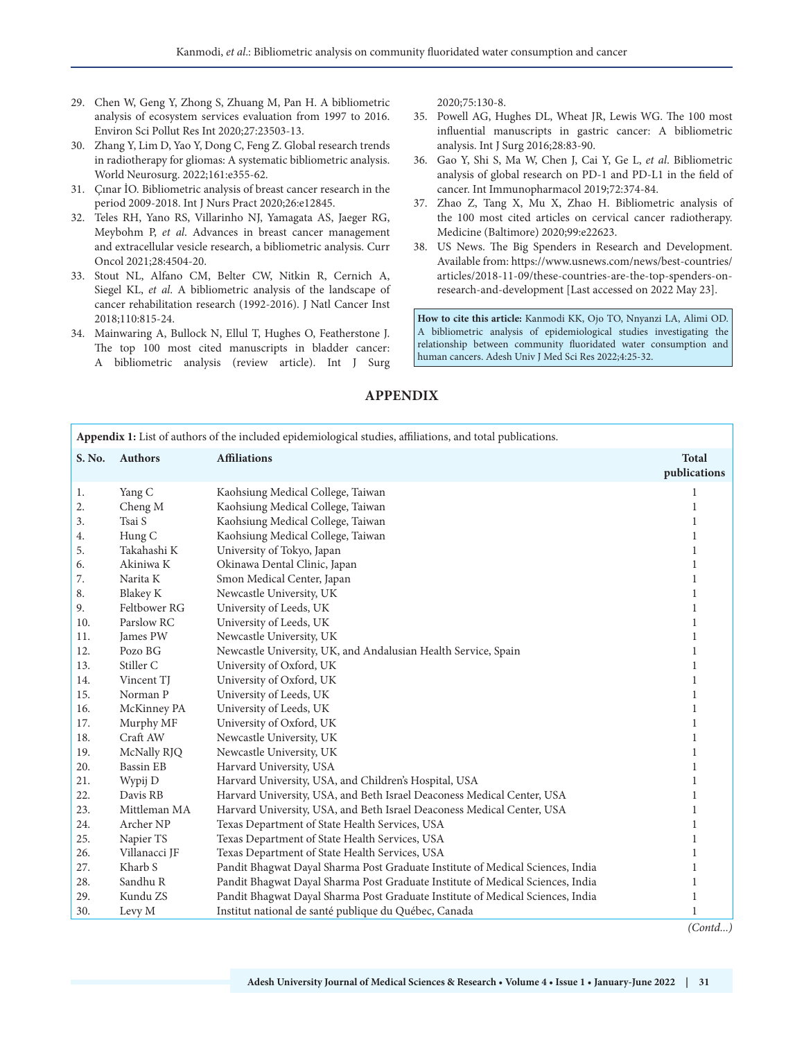29. Chen W, Geng Y, Zhong S, Zhuang M, Pan H. A bibliometric analysis of ecosystem services evaluation from 1997 to 2016. Environ Sci Pollut Res Int 2020;27:23503-13.
30. Zhang Y, Lim D, Yao Y, Dong C, Feng Z. Global research trends in radiotherapy for gliomas: A systematic bibliometric analysis. World Neurosurg. 2022;161:e355-62.
31. Çınar İO. Bibliometric analysis of breast cancer research in the period 2009-2018. Int J Nurs Pract 2020;26:e12845.
32. Teles RH, Yano RS, Villarinho NJ, Yamagata AS, Jaeger RG, Meybohm P, *et al*. Advances in breast cancer management and extracellular vesicle research, a bibliometric analysis. Curr Oncol 2021;28:4504-20.
33. Stout NL, Alfano CM, Belter CW, Nitkin R, Cernich A, Siegel KL, *et al.* A bibliometric analysis of the landscape of cancer rehabilitation research (1992-2016). J Natl Cancer Inst 2018;110:815-24.
34. Mainwaring A, Bullock N, Ellul T, Hughes O, Featherstone J. The top 100 most cited manuscripts in bladder cancer: A bibliometric analysis (review article). Int J Surg 2020;75:130-8.
35. Powell AG, Hughes DL, Wheat JR, Lewis WG. The 100 most influential manuscripts in gastric cancer: A bibliometric analysis. Int J Surg 2016;28:83-90.
36. Gao Y, Shi S, Ma W, Chen J, Cai Y, Ge L, *et al*. Bibliometric analysis of global research on PD-1 and PD-L1 in the field of cancer. Int Immunopharmacol 2019;72:374-84.
37. Zhao Z, Tang X, Mu X, Zhao H. Bibliometric analysis of the 100 most cited articles on cervical cancer radiotherapy. Medicine (Baltimore) 2020;99:e22623.
38. US News. The Big Spenders in Research and Development. Available from: https://www.usnews.com/news/best-countries/articles/2018-11-09/these-countries-are-the-top-spenders-on-research-and-development [Last accessed on 2022 May 23].

**How to cite this article:** Kanmodi KK, Ojo TO, Nnyanzi LA, Alimi OD. A bibliometric analysis of epidemiological studies investigating the relationship between community fluoridated water consumption and human cancers. Adesh Univ J Med Sci Res 2022;4:25-32.

## APPENDIX

**Appendix 1:** List of authors of the included epidemiological studies, affiliations, and total publications.

| S. No. | Authors | Affiliations | Total publications |
|---|---|---|---|
| 1. | Yang C | Kaohsiung Medical College, Taiwan | 1 |
| 2. | Cheng M | Kaohsiung Medical College, Taiwan | 1 |
| 3. | Tsai S | Kaohsiung Medical College, Taiwan | 1 |
| 4. | Hung C | Kaohsiung Medical College, Taiwan | 1 |
| 5. | Takahashi K | University of Tokyo, Japan | 1 |
| 6. | Akiniwa K | Okinawa Dental Clinic, Japan | 1 |
| 7. | Narita K | Smon Medical Center, Japan | 1 |
| 8. | Blakey K | Newcastle University, UK | 1 |
| 9. | Feltbower RG | University of Leeds, UK | 1 |
| 10. | Parslow RC | University of Leeds, UK | 1 |
| 11. | James PW | Newcastle University, UK | 1 |
| 12. | Pozo BG | Newcastle University, UK, and Andalusian Health Service, Spain | 1 |
| 13. | Stiller C | University of Oxford, UK | 1 |
| 14. | Vincent TJ | University of Oxford, UK | 1 |
| 15. | Norman P | University of Leeds, UK | 1 |
| 16. | McKinney PA | University of Leeds, UK | 1 |
| 17. | Murphy MF | University of Oxford, UK | 1 |
| 18. | Craft AW | Newcastle University, UK | 1 |
| 19. | McNally RJQ | Newcastle University, UK | 1 |
| 20. | Bassin EB | Harvard University, USA | 1 |
| 21. | Wypij D | Harvard University, USA, and Children's Hospital, USA | 1 |
| 22. | Davis RB | Harvard University, USA, and Beth Israel Deaconess Medical Center, USA | 1 |
| 23. | Mittleman MA | Harvard University, USA, and Beth Israel Deaconess Medical Center, USA | 1 |
| 24. | Archer NP | Texas Department of State Health Services, USA | 1 |
| 25. | Napier TS | Texas Department of State Health Services, USA | 1 |
| 26. | Villanacci JF | Texas Department of State Health Services, USA | 1 |
| 27. | Kharb S | Pandit Bhagwat Dayal Sharma Post Graduate Institute of Medical Sciences, India | 1 |
| 28. | Sandhu R | Pandit Bhagwat Dayal Sharma Post Graduate Institute of Medical Sciences, India | 1 |
| 29. | Kundu ZS | Pandit Bhagwat Dayal Sharma Post Graduate Institute of Medical Sciences, India | 1 |
| 30. | Levy M | Institut national de santé publique du Québec, Canada | 1 |

*(Contd...)*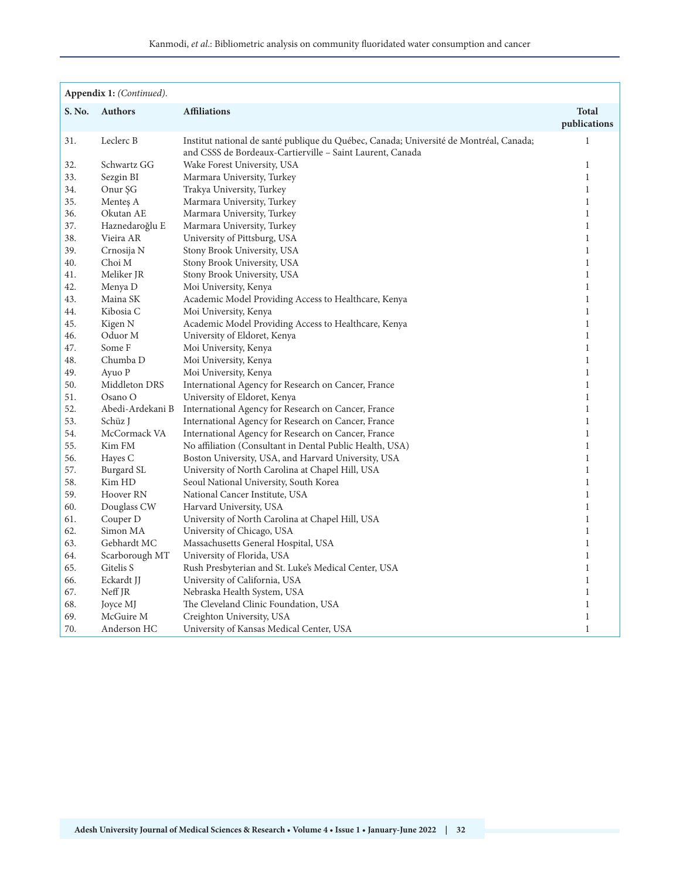**Appendix 1:** *(Continued).*

| S. No. | Authors | Affiliations | Total publications |
|---|---|---|---|
| 31. | Leclerc B | Institut national de santé publique du Québec, Canada; Université de Montréal, Canada; and CSSS de Bordeaux-Cartierville – Saint Laurent, Canada | 1 |
| 32. | Schwartz GG | Wake Forest University, USA | 1 |
| 33. | Sezgin BI | Marmara University, Turkey | 1 |
| 34. | Onur ŞG | Trakya University, Turkey | 1 |
| 35. | Menteş A | Marmara University, Turkey | 1 |
| 36. | Okutan AE | Marmara University, Turkey | 1 |
| 37. | Haznedaroğlu E | Marmara University, Turkey | 1 |
| 38. | Vieira AR | University of Pittsburg, USA | 1 |
| 39. | Crnosija N | Stony Brook University, USA | 1 |
| 40. | Choi M | Stony Brook University, USA | 1 |
| 41. | Meliker JR | Stony Brook University, USA | 1 |
| 42. | Menya D | Moi University, Kenya | 1 |
| 43. | Maina SK | Academic Model Providing Access to Healthcare, Kenya | 1 |
| 44. | Kibosia C | Moi University, Kenya | 1 |
| 45. | Kigen N | Academic Model Providing Access to Healthcare, Kenya | 1 |
| 46. | Oduor M | University of Eldoret, Kenya | 1 |
| 47. | Some F | Moi University, Kenya | 1 |
| 48. | Chumba D | Moi University, Kenya | 1 |
| 49. | Ayuo P | Moi University, Kenya | 1 |
| 50. | Middleton DRS | International Agency for Research on Cancer, France | 1 |
| 51. | Osano O | University of Eldoret, Kenya | 1 |
| 52. | Abedi-Ardekani B | International Agency for Research on Cancer, France | 1 |
| 53. | Schüz J | International Agency for Research on Cancer, France | 1 |
| 54. | McCormack VA | International Agency for Research on Cancer, France | 1 |
| 55. | Kim FM | No affiliation (Consultant in Dental Public Health, USA) | 1 |
| 56. | Hayes C | Boston University, USA, and Harvard University, USA | 1 |
| 57. | Burgard SL | University of North Carolina at Chapel Hill, USA | 1 |
| 58. | Kim HD | Seoul National University, South Korea | 1 |
| 59. | Hoover RN | National Cancer Institute, USA | 1 |
| 60. | Douglass CW | Harvard University, USA | 1 |
| 61. | Couper D | University of North Carolina at Chapel Hill, USA | 1 |
| 62. | Simon MA | University of Chicago, USA | 1 |
| 63. | Gebhardt MC | Massachusetts General Hospital, USA | 1 |
| 64. | Scarborough MT | University of Florida, USA | 1 |
| 65. | Gitelis S | Rush Presbyterian and St. Luke's Medical Center, USA | 1 |
| 66. | Eckardt JJ | University of California, USA | 1 |
| 67. | Neff JR | Nebraska Health System, USA | 1 |
| 68. | Joyce MJ | The Cleveland Clinic Foundation, USA | 1 |
| 69. | McGuire M | Creighton University, USA | 1 |
| 70. | Anderson HC | University of Kansas Medical Center, USA | 1 |